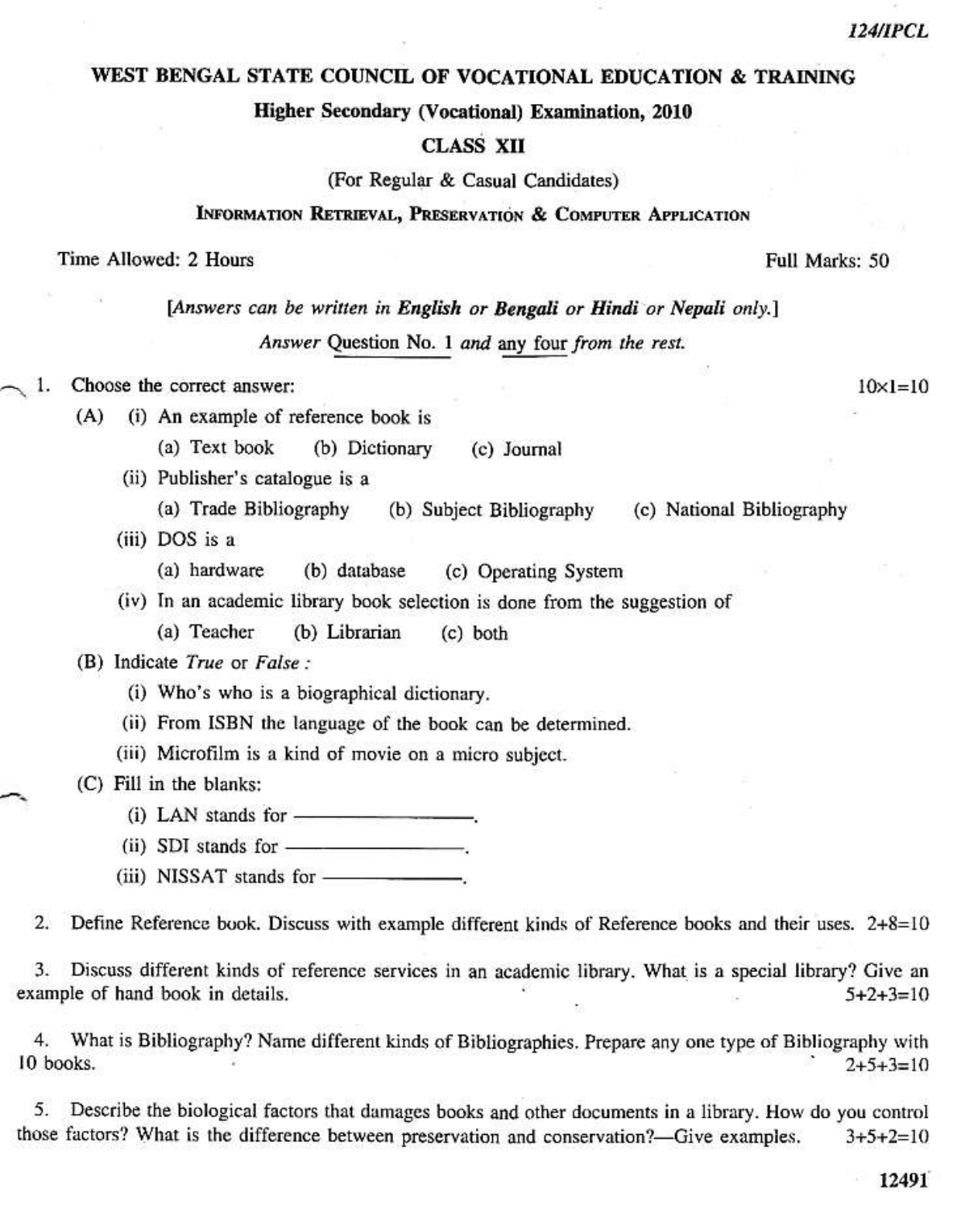124/IPCL

# WEST BENGAL STATE COUNCIL OF VOCATIONAL EDUCATION & TRAINING

## Higher Secondary (Vocational) Examination, 2010

### CLASS XII

(For Regular & Casual Candidates)

### INFORMATION RETRIEVAL, PRESERVATION & COMPUTER APPLICATION

Time Allowed: 2 Hours | Full Marks: 50

*[Answers can be written in **English** or **Bengali** or **Hindi** or **Nepali** only.]*

*Answer* Question No. 1 *and* any four *from the rest.*

1. Choose the correct answer: $10 \times 1 = 10$

   (A) (i) An example of reference book is

   (a) Text book (b) Dictionary (c) Journal

   (ii) Publisher's catalogue is a

   (a) Trade Bibliography (b) Subject Bibliography (c) National Bibliography

   (iii) DOS is a

   (a) hardware (b) database (c) Operating System

   (iv) In an academic library book selection is done from the suggestion of

   (a) Teacher (b) Librarian (c) both

   (B) Indicate *True* or *False* :

   (i) Who's who is a biographical dictionary.

   (ii) From ISBN the language of the book can be determined.

   (iii) Microfilm is a kind of movie on a micro subject.

   (C) Fill in the blanks:

   (i) LAN stands for ——————.

   (ii) SDI stands for ——————.

   (iii) NISSAT stands for ——————.

2. Define Reference book. Discuss with example different kinds of Reference books and their uses. 2+8=10

3. Discuss different kinds of reference services in an academic library. What is a special library? Give an example of hand book in details. 5+2+3=10

4. What is Bibliography? Name different kinds of Bibliographies. Prepare any one type of Bibliography with 10 books. 2+5+3=10

5. Describe the biological factors that damages books and other documents in a library. How do you control those factors? What is the difference between preservation and conservation?—Give examples. 3+5+2=10

12491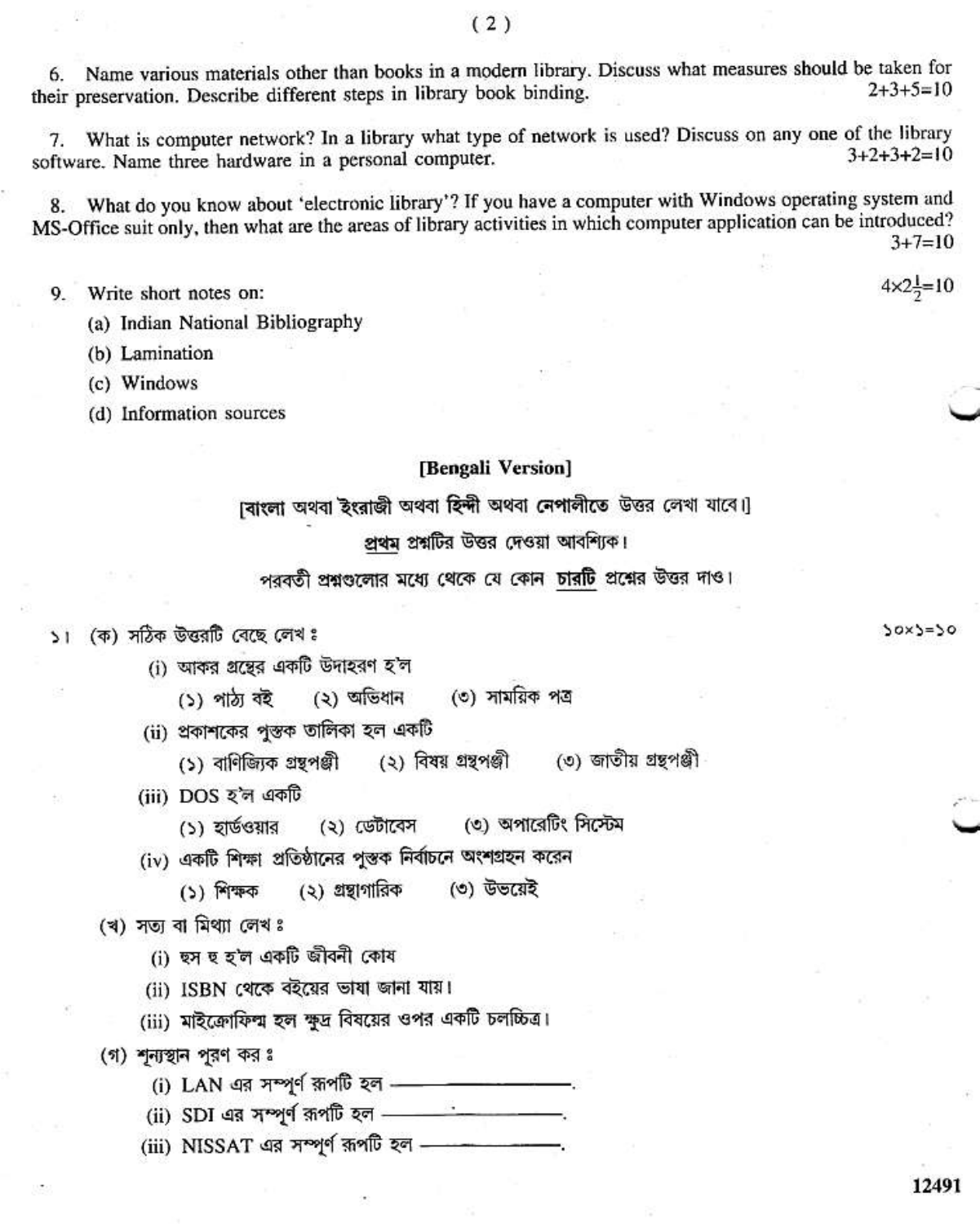6. Name various materials other than books in a modern library. Discuss what measures should be taken for their preservation. Describe different steps in library book binding. 2+3+5=10

7. What is computer network? In a library what type of network is used? Discuss on any one of the library software. Name three hardware in a personal computer. 3+2+3+2=10

8. What do you know about 'electronic library'? If you have a computer with Windows operating system and MS-Office suit only, then what are the areas of library activities in which computer application can be introduced? 3+7=10

9. Write short notes on: $4\times2\frac{1}{2}=10$

(a) Indian National Bibliography

(b) Lamination

(c) Windows

(d) Information sources

## [Bengali Version]

[বাংলা অথবা ইংরাজী অথবা হিন্দী অথবা নেপালীতে উত্তর লেখা যাবে।]

প্রথম প্রশ্নটির উত্তর দেওয়া আবশ্যিক।

পরবর্তী প্রশ্নগুলোর মধ্যে থেকে যে কোন চারটি প্রশ্নের উত্তর দাও।

১। (ক) সঠিক উত্তরটি বেছে লেখ ঃ ১০×১=১০

(i) আকর গ্রন্থের একটি উদাহরণ হ'ল

(১) পাঠ্য বই (২) অভিধান (৩) সাময়িক পত্র

(ii) প্রকাশকের পুস্তক তালিকা হল একটি

(১) বাণিজ্যিক গ্রন্থপঞ্জী (২) বিষয় গ্রন্থপঞ্জী (৩) জাতীয় গ্রন্থপঞ্জী

(iii) DOS হ'ল একটি

(১) হার্ডওয়ার (২) ডেটাবেস (৩) অপারেটিং সিস্টেম

(iv) একটি শিক্ষা প্রতিষ্ঠানের পুস্তক নির্বাচনে অংশগ্রহন করেন

(১) শিক্ষক (২) গ্রন্থাগারিক (৩) উভয়েই

(খ) সত্য বা মিথ্যা লেখ ঃ

(i) হুস হ হ'ল একটি জীবনী কোষ

(ii) ISBN থেকে বইয়ের ভাষা জানা যায়।

(iii) মাইক্রোফিল্ম হল ক্ষুদ্র বিষয়ের ওপর একটি চলচ্চিত্র।

(গ) শূন্যস্থান পূরণ কর ঃ

(i) LAN এর সম্পূর্ণ রূপটি হল ————————.

(ii) SDI এর সম্পূর্ণ রূপটি হল ————————.

(iii) NISSAT এর সম্পূর্ণ রূপটি হল ————————.

12491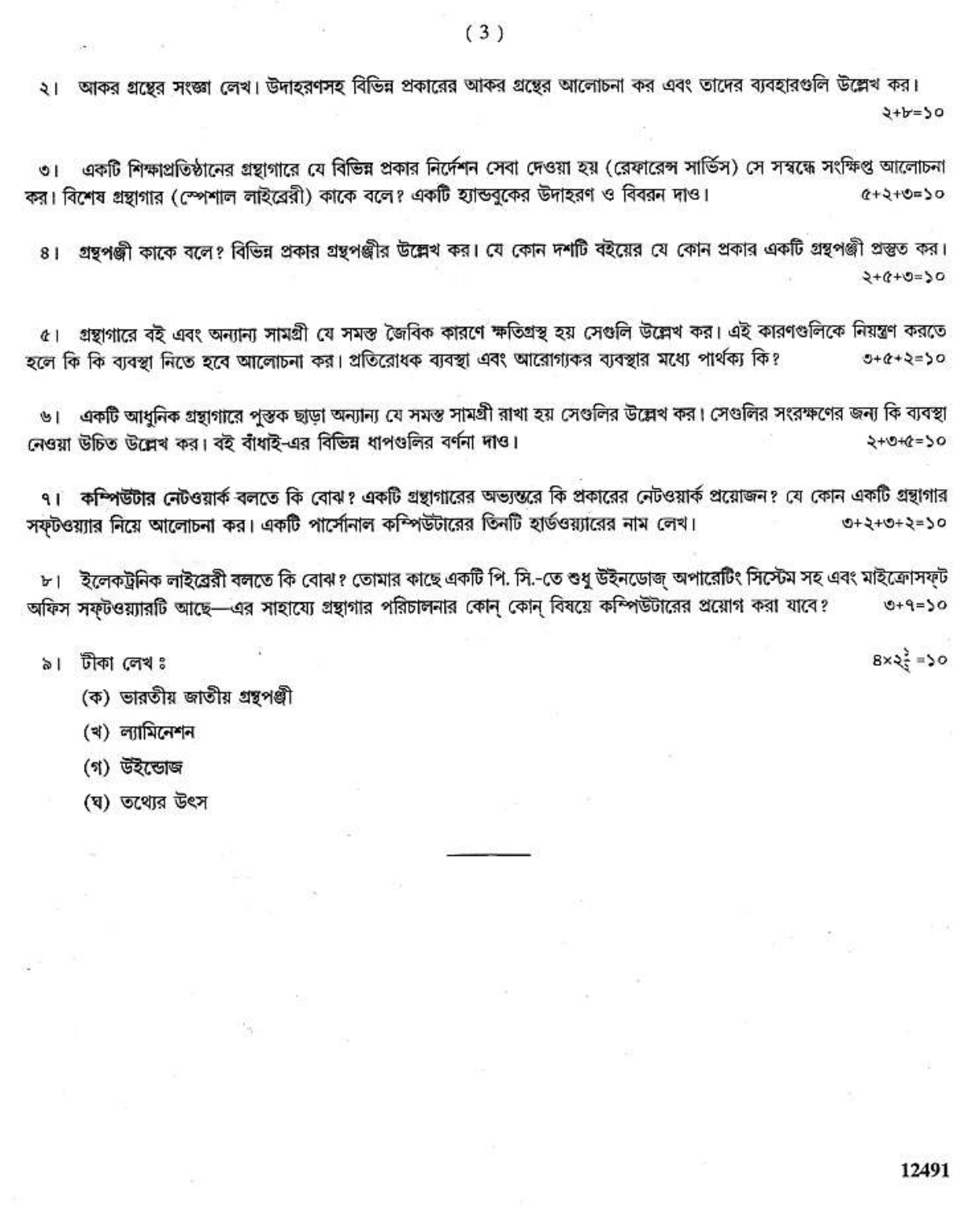২। আকর গ্রন্থের সংজ্ঞা লেখ। উদাহরণসহ বিভিন্ন প্রকারের আকর গ্রন্থের আলোচনা কর এবং তাদের ব্যবহারগুলি উল্লেখ কর। ২+৮=১০

৩। একটি শিক্ষাপ্রতিষ্ঠানের গ্রন্থাগারে যে বিভিন্ন প্রকার নির্দেশন সেবা দেওয়া হয় (রেফারেন্স সার্ভিস) সে সম্বন্ধে সংক্ষিপ্ত আলোচনা কর। বিশেষ গ্রন্থাগার (স্পেশাল লাইব্রেরী) কাকে বলে? একটি হ্যান্ডবুকের উদাহরণ ও বিবরন দাও। ৫+২+৩=১০

৪। গ্রন্থপঞ্জী কাকে বলে? বিভিন্ন প্রকার গ্রন্থপঞ্জীর উল্লেখ কর। যে কোন দশটি বইয়ের যে কোন প্রকার একটি গ্রন্থপঞ্জী প্রস্তুত কর। ২+৫+৩=১০

৫। গ্রন্থাগারে বই এবং অন্যান্য সামগ্রী যে সমস্ত জৈবিক কারণে ক্ষতিগ্রস্থ হয় সেগুলি উল্লেখ কর। এই কারণগুলিকে নিয়ন্ত্রণ করতে হলে কি কি ব্যবস্থা নিতে হবে আলোচনা কর। প্রতিরোধক ব্যবস্থা এবং আরোগ্যকর ব্যবস্থার মধ্যে পার্থক্য কি? ৩+৫+২=১০

৬। একটি আধুনিক গ্রন্থাগারে পুস্তক ছাড়া অন্যান্য যে সমস্ত সামগ্রী রাখা হয় সেগুলির উল্লেখ কর। সেগুলির সংরক্ষণের জন্য কি ব্যবস্থা নেওয়া উচিত উল্লেখ কর। বই বাঁধাই-এর বিভিন্ন ধাপগুলির বর্ণনা দাও। ২+৩+৫=১০

৭। কম্পিউটার নেটওয়ার্ক বলতে কি বোঝ? একটি গ্রন্থাগারের অভ্যন্তরে কি প্রকারের নেটওয়ার্ক প্রয়োজন? যে কোন একটি গ্রন্থাগার সফ্টওয়্যার নিয়ে আলোচনা কর। একটি পার্সোনাল কম্পিউটারের তিনটি হার্ডওয়্যারের নাম লেখ। ৩+২+৩+২=১০

৮। ইলেকট্রনিক লাইব্রেরী বলতে কি বোঝ? তোমার কাছে একটি পি. সি.-তে শুধু উইনডোজ্ অপারেটিং সিস্টেম সহ এবং মাইক্রোসফ্ট অফিস সফ্টওয়্যারটি আছে—এর সাহায্যে গ্রন্থাগার পরিচালনার কোন্ কোন্ বিষয়ে কম্পিউটারের প্রয়োগ করা যাবে? ৩+৭=১০

৯। টীকা লেখ ঃ ৪×২½=১০

(ক) ভারতীয় জাতীয় গ্রন্থপঞ্জী

(খ) ল্যামিনেশন

(গ) উইন্ডোজ

(ঘ) তথ্যের উৎস

12491